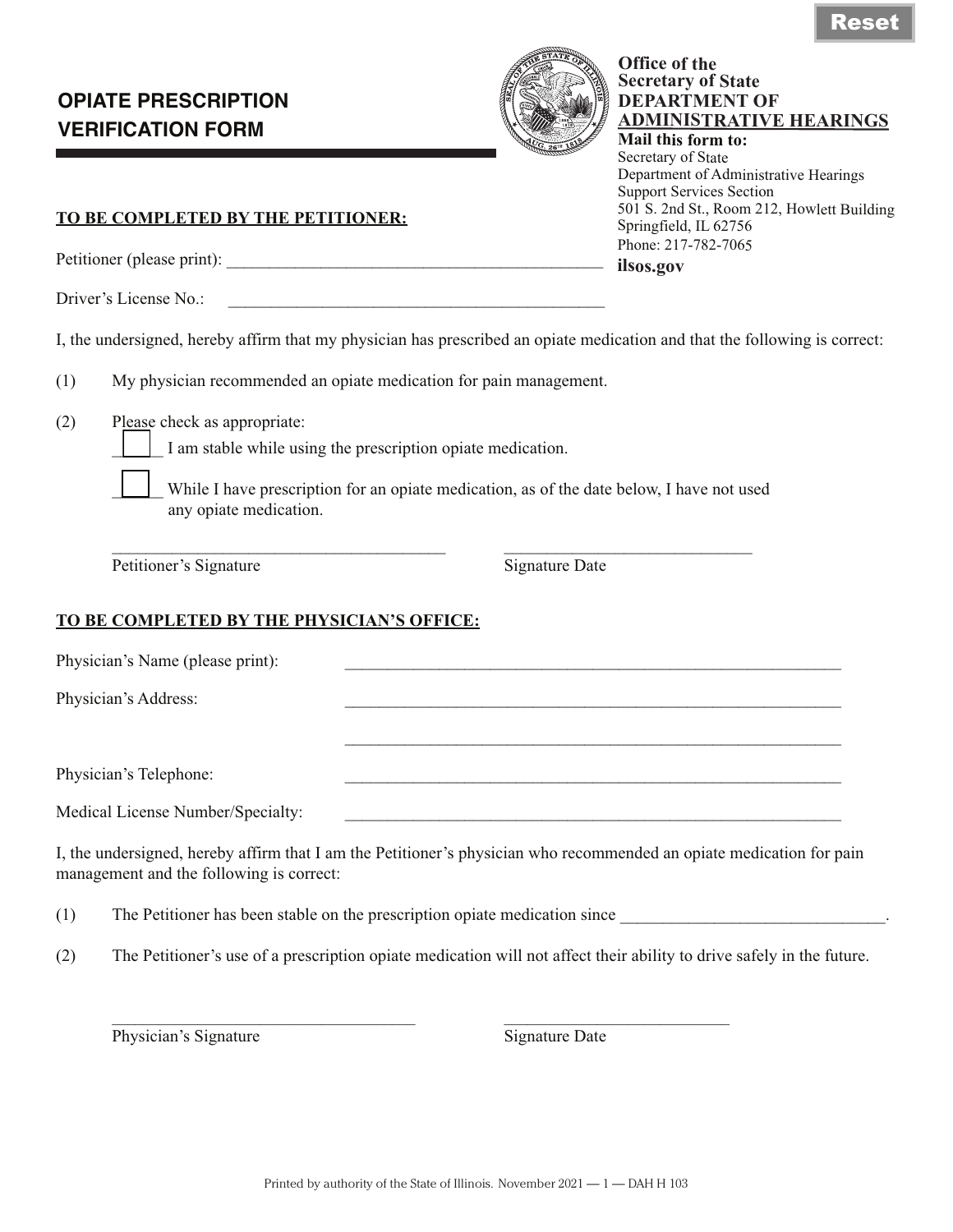# OPIATE PRESCRIPTION VERIFICATION FORM

**Office of the Secretary of State**
**DEPARTMENT OF ADMINISTRATIVE HEARINGS**

**Mail this form to:**
Secretary of State
Department of Administrative Hearings
Support Services Section
501 S. 2nd St., Room 212, Howlett Building
Springfield, IL 62756
Phone: 217-782-7065
**ilsos.gov**

**TO BE COMPLETED BY THE PETITIONER:**

Petitioner (please print): ____________________________________________

Driver's License No.: ____________________________________________

I, the undersigned, hereby affirm that my physician has prescribed an opiate medication and that the following is correct:

(1) My physician recommended an opiate medication for pain management.

(2) Please check as appropriate:

☐ I am stable while using the prescription opiate medication.

☐ While I have prescription for an opiate medication, as of the date below, I have not used any opiate medication.

________________________________________ ______________________________
Petitioner's Signature Signature Date

**TO BE COMPLETED BY THE PHYSICIAN'S OFFICE:**

Physician's Name (please print): ____________________________________________

Physician's Address: ____________________________________________

____________________________________________

Physician's Telephone: ____________________________________________

Medical License Number/Specialty: ____________________________________________

I, the undersigned, hereby affirm that I am the Petitioner's physician who recommended an opiate medication for pain management and the following is correct:

(1) The Petitioner has been stable on the prescription opiate medication since ______________________________.

(2) The Petitioner's use of a prescription opiate medication will not affect their ability to drive safely in the future.

____________________________________ ____________________________
Physician's Signature Signature Date

Printed by authority of the State of Illinois. November 2021 — 1 — DAH H 103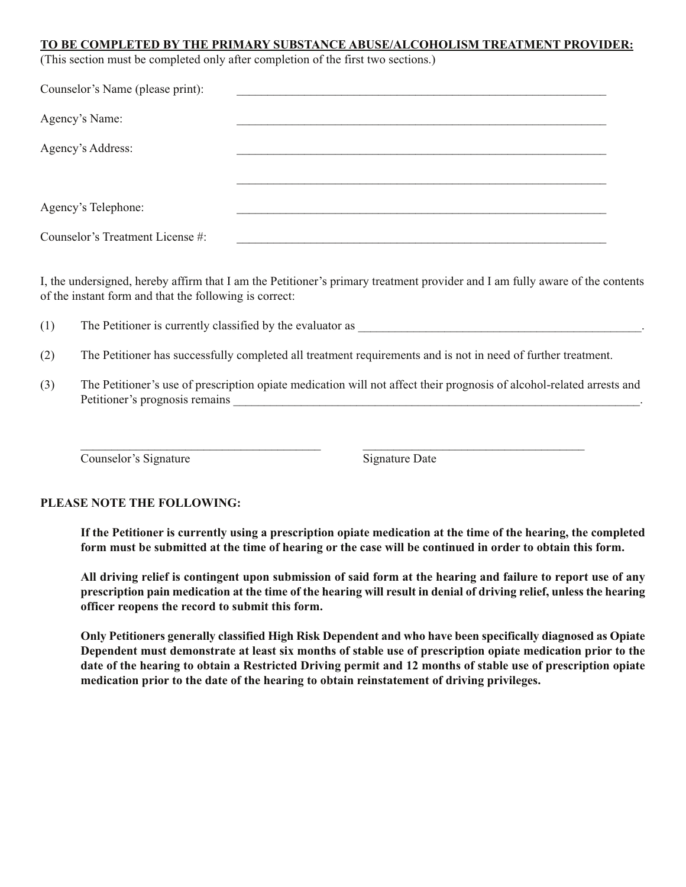**TO BE COMPLETED BY THE PRIMARY SUBSTANCE ABUSE/ALCOHOLISM TREATMENT PROVIDER:**

(This section must be completed only after completion of the first two sections.)

Counselor's Name (please print): ______________________________________________

Agency's Name: ______________________________________________

Agency's Address: ______________________________________________

______________________________________________

Agency's Telephone: ______________________________________________

Counselor's Treatment License #: ______________________________________________

I, the undersigned, hereby affirm that I am the Petitioner's primary treatment provider and I am fully aware of the contents of the instant form and that the following is correct:

(1) The Petitioner is currently classified by the evaluator as ______________________________________.

(2) The Petitioner has successfully completed all treatment requirements and is not in need of further treatment.

(3) The Petitioner's use of prescription opiate medication will not affect their prognosis of alcohol-related arrests and Petitioner's prognosis remains ______________________________________________.

______________________________ ______________________________

Counselor's Signature Signature Date

**PLEASE NOTE THE FOLLOWING:**

**If the Petitioner is currently using a prescription opiate medication at the time of the hearing, the completed form must be submitted at the time of hearing or the case will be continued in order to obtain this form.**

**All driving relief is contingent upon submission of said form at the hearing and failure to report use of any prescription pain medication at the time of the hearing will result in denial of driving relief, unless the hearing officer reopens the record to submit this form.**

**Only Petitioners generally classified High Risk Dependent and who have been specifically diagnosed as Opiate Dependent must demonstrate at least six months of stable use of prescription opiate medication prior to the date of the hearing to obtain a Restricted Driving permit and 12 months of stable use of prescription opiate medication prior to the date of the hearing to obtain reinstatement of driving privileges.**